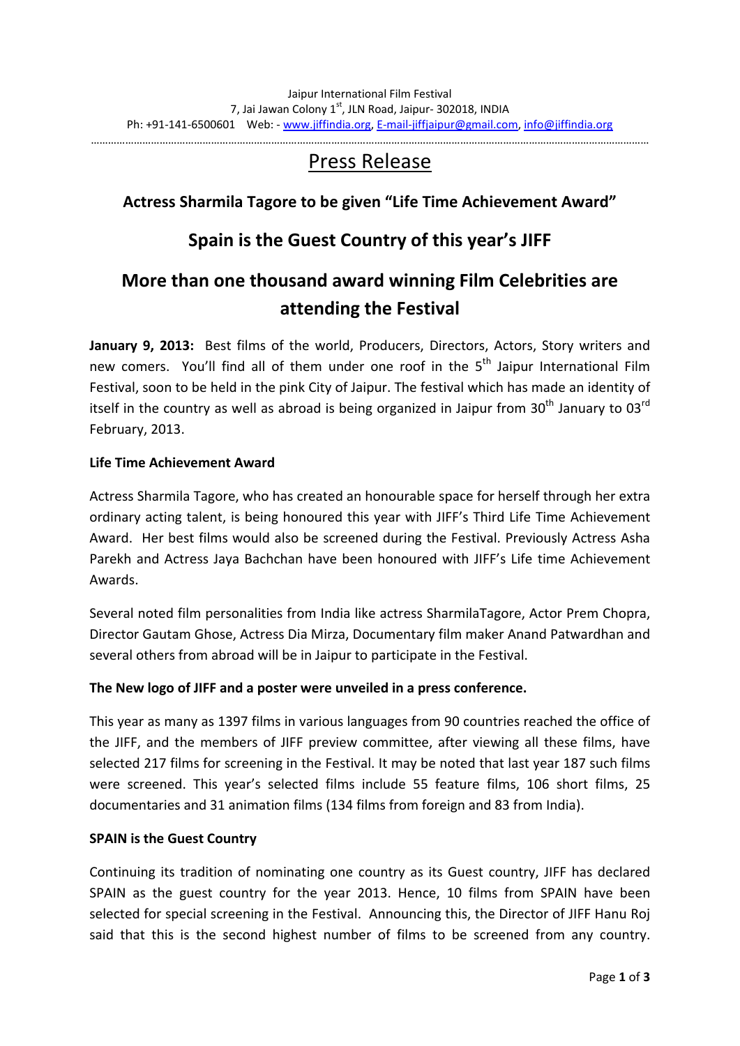Jaipur International Film Festival
7, Jai Jawan Colony 1st, JLN Road, Jaipur- 302018, INDIA
Ph: +91-141-6500601 Web: - www.jiffindia.org, E-mail-jiffjaipur@gmail.com, info@jiffindia.org

# Press Release

## Actress Sharmila Tagore to be given "Life Time Achievement Award"

## Spain is the Guest Country of this year's JIFF

## More than one thousand award winning Film Celebrities are attending the Festival

**January 9, 2013:** Best films of the world, Producers, Directors, Actors, Story writers and new comers. You'll find all of them under one roof in the 5th Jaipur International Film Festival, soon to be held in the pink City of Jaipur. The festival which has made an identity of itself in the country as well as abroad is being organized in Jaipur from 30th January to 03rd February, 2013.

**Life Time Achievement Award**

Actress Sharmila Tagore, who has created an honourable space for herself through her extra ordinary acting talent, is being honoured this year with JIFF's Third Life Time Achievement Award. Her best films would also be screened during the Festival. Previously Actress Asha Parekh and Actress Jaya Bachchan have been honoured with JIFF's Life time Achievement Awards.

Several noted film personalities from India like actress SharmilaTagore, Actor Prem Chopra, Director Gautam Ghose, Actress Dia Mirza, Documentary film maker Anand Patwardhan and several others from abroad will be in Jaipur to participate in the Festival.

**The New logo of JIFF and a poster were unveiled in a press conference.**

This year as many as 1397 films in various languages from 90 countries reached the office of the JIFF, and the members of JIFF preview committee, after viewing all these films, have selected 217 films for screening in the Festival. It may be noted that last year 187 such films were screened. This year's selected films include 55 feature films, 106 short films, 25 documentaries and 31 animation films (134 films from foreign and 83 from India).

**SPAIN is the Guest Country**

Continuing its tradition of nominating one country as its Guest country, JIFF has declared SPAIN as the guest country for the year 2013. Hence, 10 films from SPAIN have been selected for special screening in the Festival. Announcing this, the Director of JIFF Hanu Roj said that this is the second highest number of films to be screened from any country.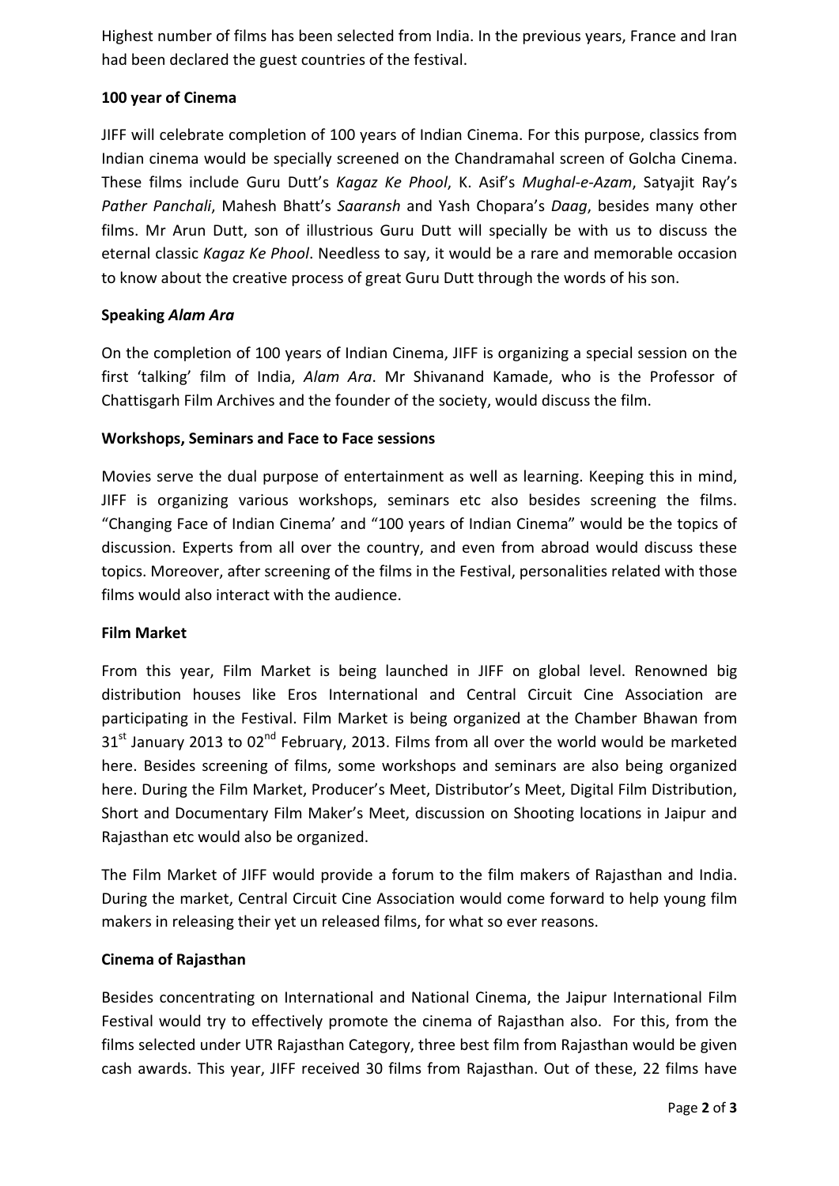Highest number of films has been selected from India. In the previous years, France and Iran had been declared the guest countries of the festival.

**100 year of Cinema**

JIFF will celebrate completion of 100 years of Indian Cinema. For this purpose, classics from Indian cinema would be specially screened on the Chandramahal screen of Golcha Cinema. These films include Guru Dutt's *Kagaz Ke Phool*, K. Asif's *Mughal-e-Azam*, Satyajit Ray's *Pather Panchali*, Mahesh Bhatt's *Saaransh* and Yash Chopara's *Daag*, besides many other films. Mr Arun Dutt, son of illustrious Guru Dutt will specially be with us to discuss the eternal classic *Kagaz Ke Phool*. Needless to say, it would be a rare and memorable occasion to know about the creative process of great Guru Dutt through the words of his son.

**Speaking *Alam Ara***

On the completion of 100 years of Indian Cinema, JIFF is organizing a special session on the first 'talking' film of India, *Alam Ara*. Mr Shivanand Kamade, who is the Professor of Chattisgarh Film Archives and the founder of the society, would discuss the film.

**Workshops, Seminars and Face to Face sessions**

Movies serve the dual purpose of entertainment as well as learning. Keeping this in mind, JIFF is organizing various workshops, seminars etc also besides screening the films. "Changing Face of Indian Cinema' and "100 years of Indian Cinema" would be the topics of discussion. Experts from all over the country, and even from abroad would discuss these topics. Moreover, after screening of the films in the Festival, personalities related with those films would also interact with the audience.

**Film Market**

From this year, Film Market is being launched in JIFF on global level. Renowned big distribution houses like Eros International and Central Circuit Cine Association are participating in the Festival. Film Market is being organized at the Chamber Bhawan from 31st January 2013 to 02nd February, 2013. Films from all over the world would be marketed here. Besides screening of films, some workshops and seminars are also being organized here. During the Film Market, Producer's Meet, Distributor's Meet, Digital Film Distribution, Short and Documentary Film Maker's Meet, discussion on Shooting locations in Jaipur and Rajasthan etc would also be organized.

The Film Market of JIFF would provide a forum to the film makers of Rajasthan and India. During the market, Central Circuit Cine Association would come forward to help young film makers in releasing their yet un released films, for what so ever reasons.

**Cinema of Rajasthan**

Besides concentrating on International and National Cinema, the Jaipur International Film Festival would try to effectively promote the cinema of Rajasthan also. For this, from the films selected under UTR Rajasthan Category, three best film from Rajasthan would be given cash awards. This year, JIFF received 30 films from Rajasthan. Out of these, 22 films have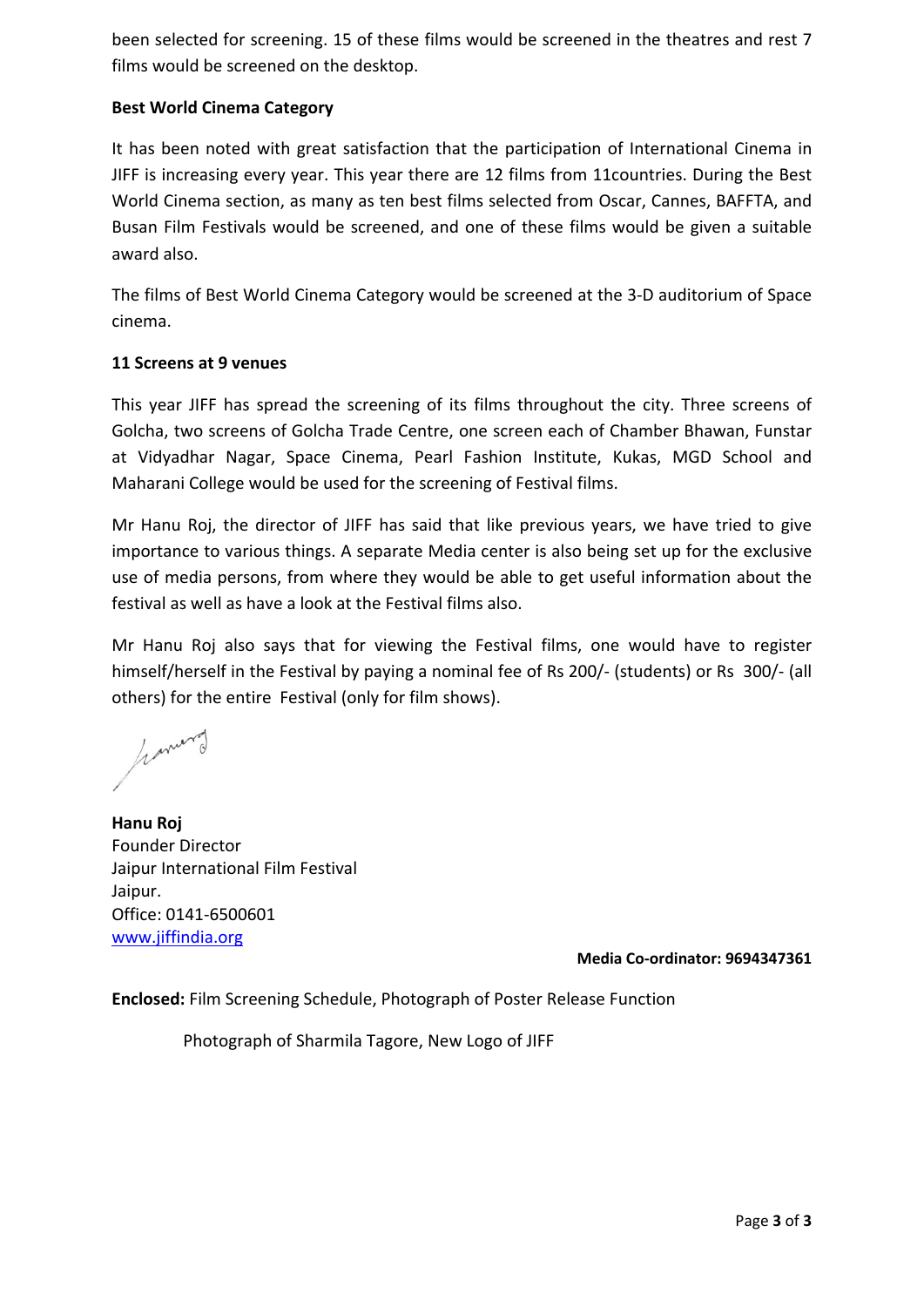been selected for screening. 15 of these films would be screened in the theatres and rest 7 films would be screened on the desktop.

**Best World Cinema Category**

It has been noted with great satisfaction that the participation of International Cinema in JIFF is increasing every year. This year there are 12 films from 11countries. During the Best World Cinema section, as many as ten best films selected from Oscar, Cannes, BAFFTA, and Busan Film Festivals would be screened, and one of these films would be given a suitable award also.

The films of Best World Cinema Category would be screened at the 3-D auditorium of Space cinema.

**11 Screens at 9 venues**

This year JIFF has spread the screening of its films throughout the city. Three screens of Golcha, two screens of Golcha Trade Centre, one screen each of Chamber Bhawan, Funstar at Vidyadhar Nagar, Space Cinema, Pearl Fashion Institute, Kukas, MGD School and Maharani College would be used for the screening of Festival films.

Mr Hanu Roj, the director of JIFF has said that like previous years, we have tried to give importance to various things. A separate Media center is also being set up for the exclusive use of media persons, from where they would be able to get useful information about the festival as well as have a look at the Festival films also.

Mr Hanu Roj also says that for viewing the Festival films, one would have to register himself/herself in the Festival by paying a nominal fee of Rs 200/- (students) or Rs 300/- (all others) for the entire Festival (only for film shows).

**Hanu Roj**
Founder Director
Jaipur International Film Festival
Jaipur.
Office: 0141-6500601
www.jiffindia.org

**Media Co-ordinator: 9694347361**

**Enclosed:** Film Screening Schedule, Photograph of Poster Release Function

Photograph of Sharmila Tagore, New Logo of JIFF